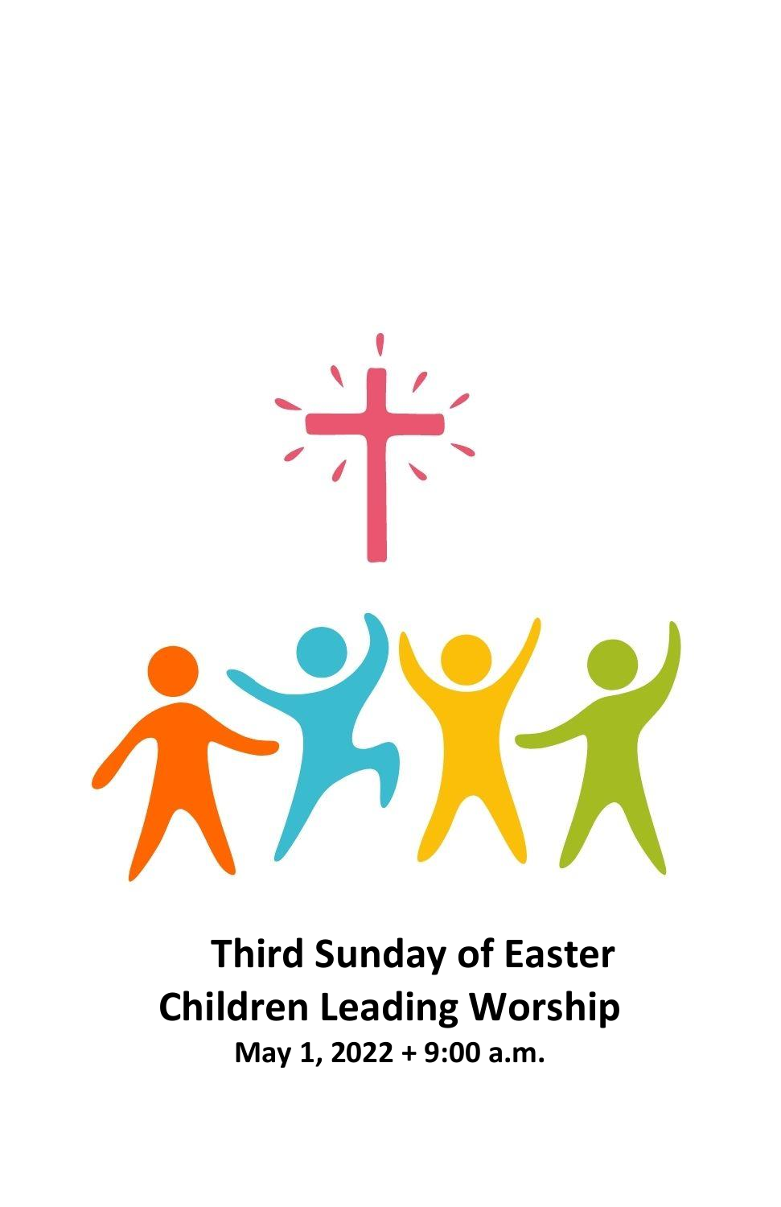# Third Sunday of Easter
# Children Leading Worship

**May 1, 2022 + 9:00 a.m.**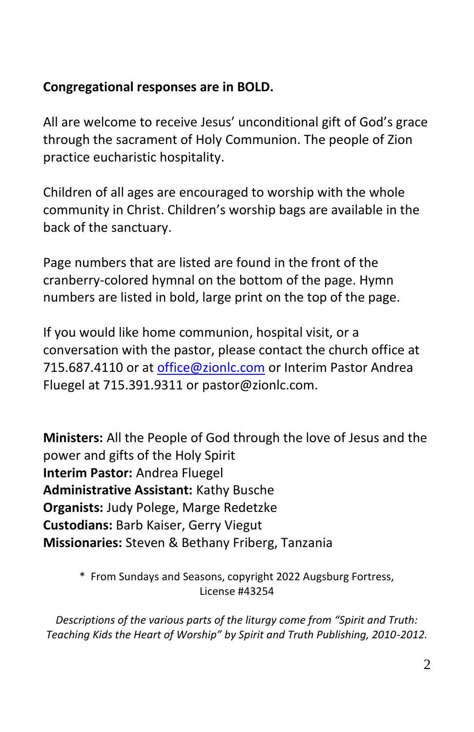**Congregational responses are in BOLD.**

All are welcome to receive Jesus' unconditional gift of God's grace through the sacrament of Holy Communion. The people of Zion practice eucharistic hospitality.

Children of all ages are encouraged to worship with the whole community in Christ. Children's worship bags are available in the back of the sanctuary.

Page numbers that are listed are found in the front of the cranberry-colored hymnal on the bottom of the page. Hymn numbers are listed in bold, large print on the top of the page.

If you would like home communion, hospital visit, or a conversation with the pastor, please contact the church office at 715.687.4110 or at office@zionlc.com or Interim Pastor Andrea Fluegel at 715.391.9311 or pastor@zionlc.com.

**Ministers:** All the People of God through the love of Jesus and the power and gifts of the Holy Spirit
**Interim Pastor:** Andrea Fluegel
**Administrative Assistant:** Kathy Busche
**Organists:** Judy Polege, Marge Redetzke
**Custodians:** Barb Kaiser, Gerry Viegut
**Missionaries:** Steven & Bethany Friberg, Tanzania

\* From Sundays and Seasons, copyright 2022 Augsburg Fortress, License #43254

*Descriptions of the various parts of the liturgy come from "Spirit and Truth: Teaching Kids the Heart of Worship" by Spirit and Truth Publishing, 2010-2012.*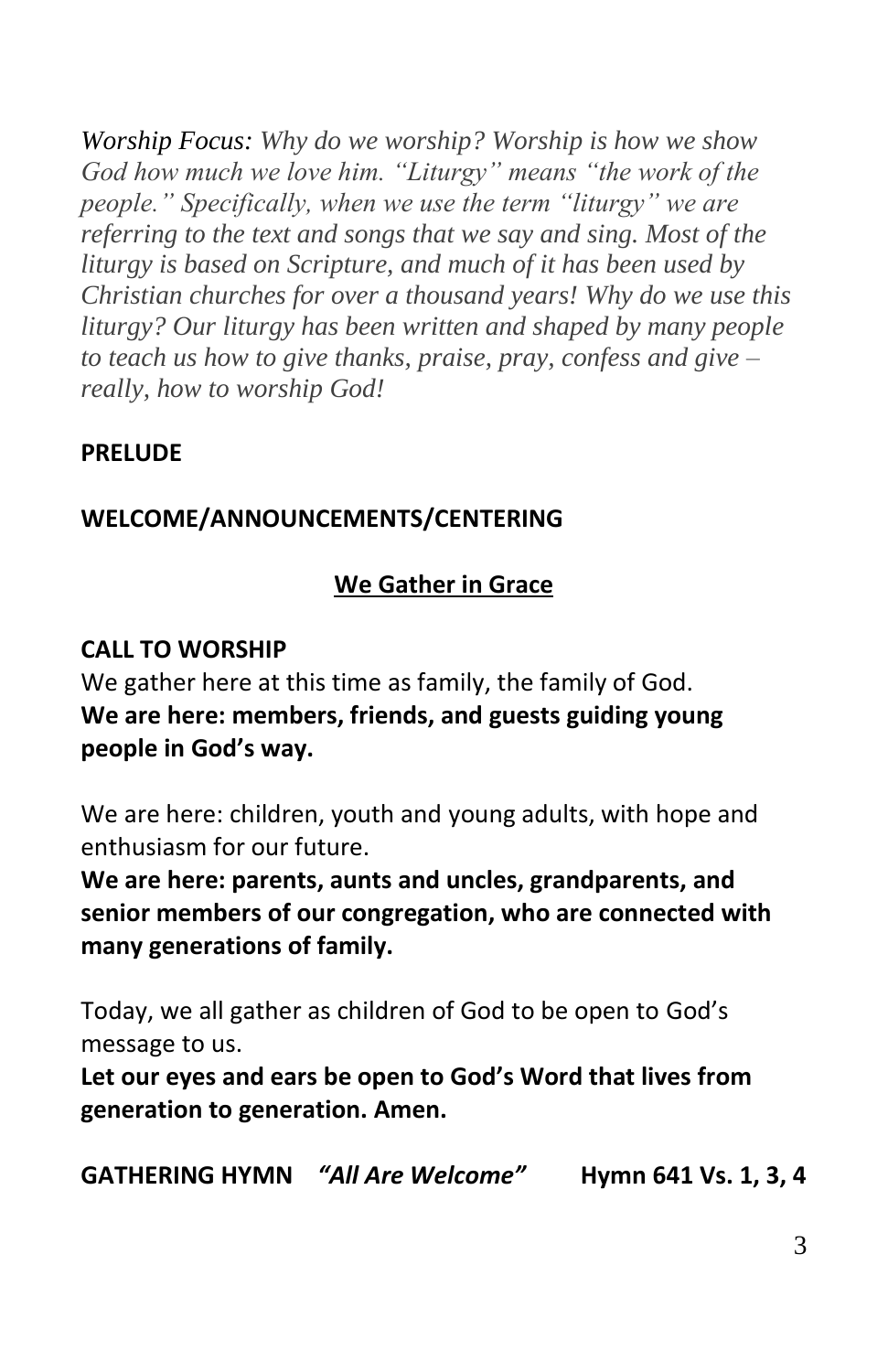*Worship Focus: Why do we worship? Worship is how we show God how much we love him. "Liturgy" means "the work of the people." Specifically, when we use the term "liturgy" we are referring to the text and songs that we say and sing. Most of the liturgy is based on Scripture, and much of it has been used by Christian churches for over a thousand years! Why do we use this liturgy? Our liturgy has been written and shaped by many people to teach us how to give thanks, praise, pray, confess and give – really, how to worship God!*

**PRELUDE**

**WELCOME/ANNOUNCEMENTS/CENTERING**

## We Gather in Grace

**CALL TO WORSHIP**

We gather here at this time as family, the family of God.
**We are here: members, friends, and guests guiding young people in God's way.**

We are here: children, youth and young adults, with hope and enthusiasm for our future.
**We are here: parents, aunts and uncles, grandparents, and senior members of our congregation, who are connected with many generations of family.**

Today, we all gather as children of God to be open to God's message to us.
**Let our eyes and ears be open to God's Word that lives from generation to generation. Amen.**

**GATHERING HYMN** ***"All Are Welcome"*** **Hymn 641 Vs. 1, 3, 4**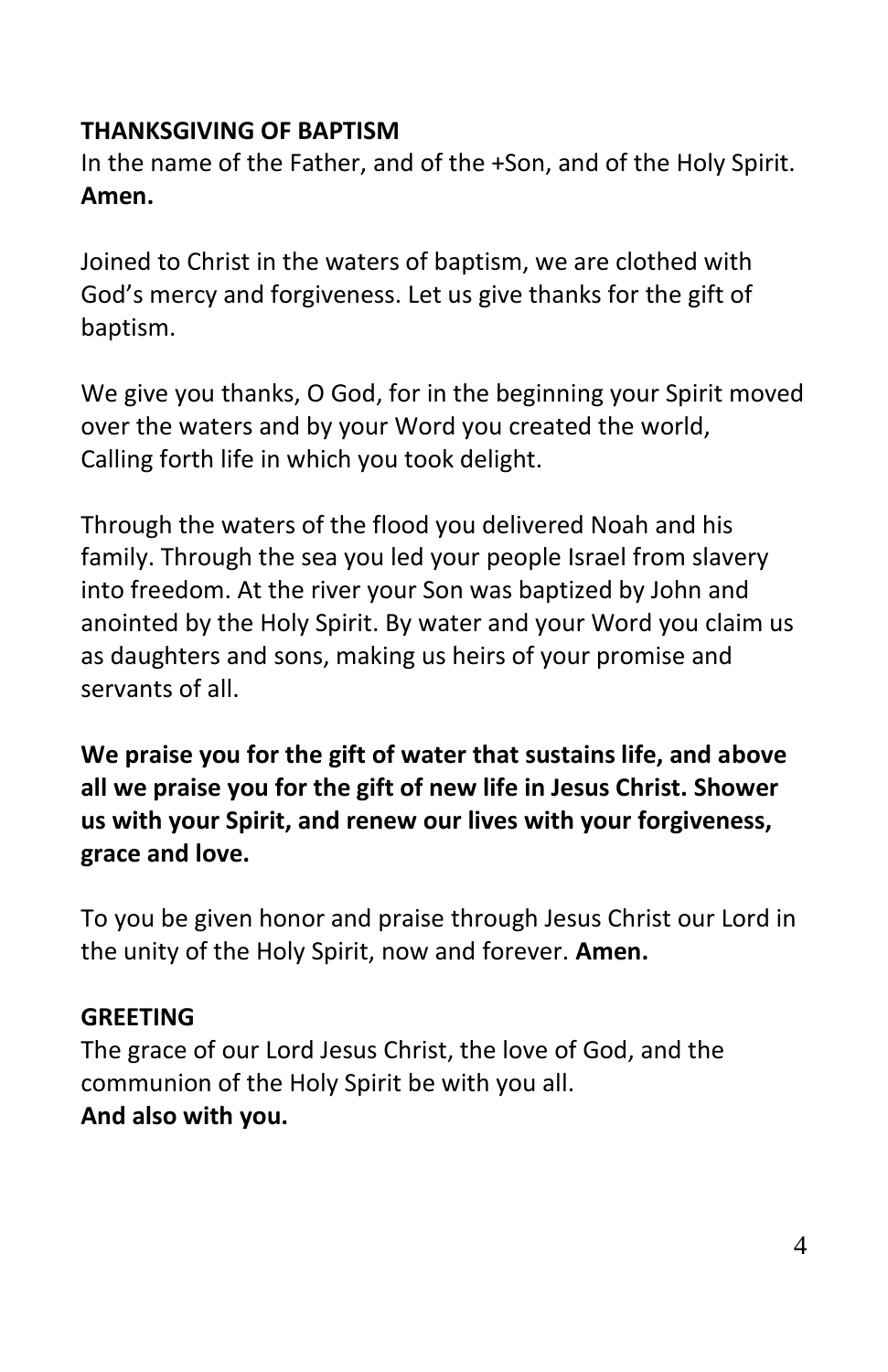**THANKSGIVING OF BAPTISM**

In the name of the Father, and of the +Son, and of the Holy Spirit.
**Amen.**

Joined to Christ in the waters of baptism, we are clothed with God's mercy and forgiveness. Let us give thanks for the gift of baptism.

We give you thanks, O God, for in the beginning your Spirit moved over the waters and by your Word you created the world, Calling forth life in which you took delight.

Through the waters of the flood you delivered Noah and his family. Through the sea you led your people Israel from slavery into freedom. At the river your Son was baptized by John and anointed by the Holy Spirit. By water and your Word you claim us as daughters and sons, making us heirs of your promise and servants of all.

**We praise you for the gift of water that sustains life, and above all we praise you for the gift of new life in Jesus Christ. Shower us with your Spirit, and renew our lives with your forgiveness, grace and love.**

To you be given honor and praise through Jesus Christ our Lord in the unity of the Holy Spirit, now and forever. **Amen.**

**GREETING**

The grace of our Lord Jesus Christ, the love of God, and the communion of the Holy Spirit be with you all.
**And also with you.**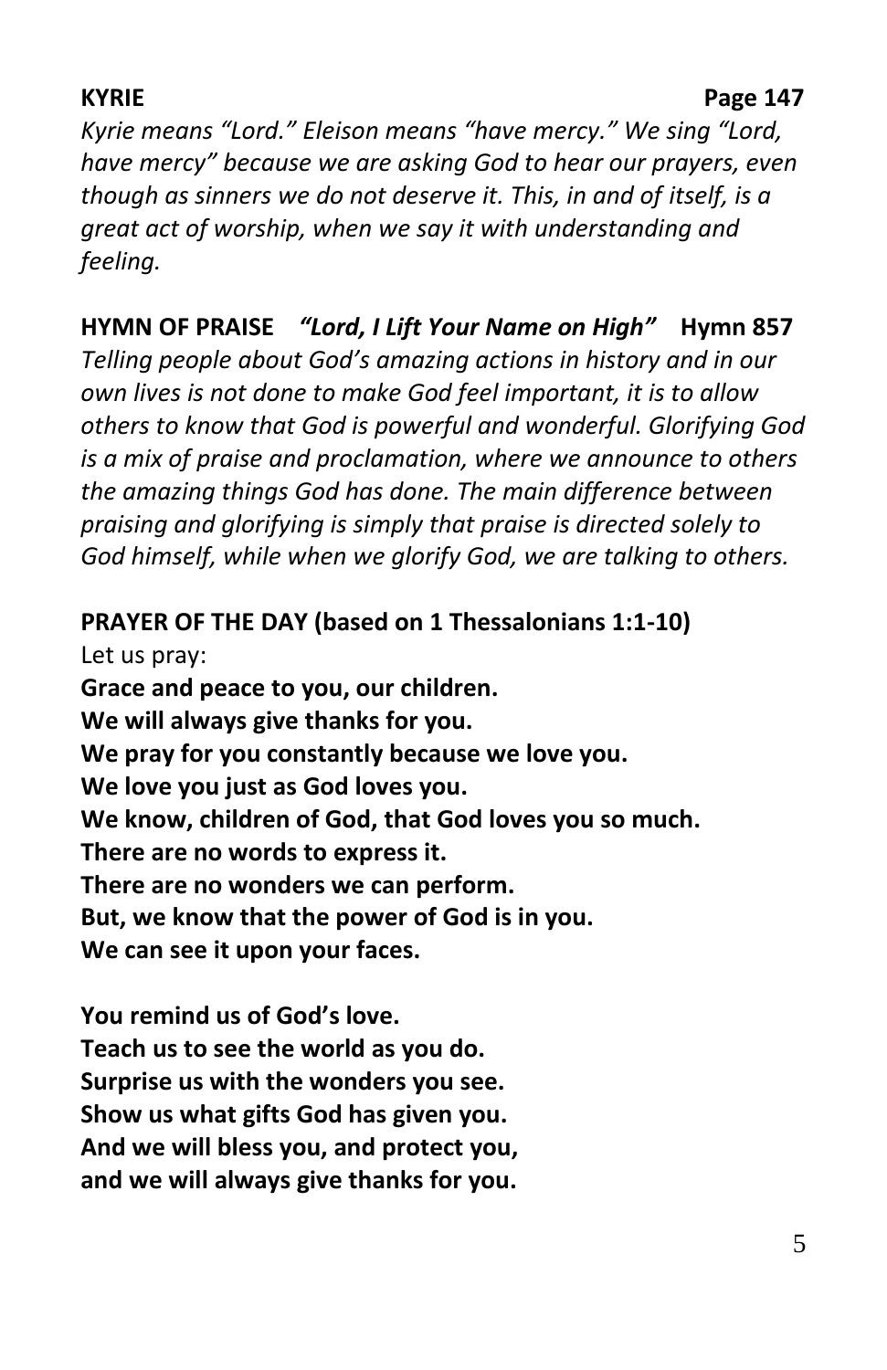**KYRIE** **Page 147**

*Kyrie means "Lord." Eleison means "have mercy." We sing "Lord, have mercy" because we are asking God to hear our prayers, even though as sinners we do not deserve it. This, in and of itself, is a great act of worship, when we say it with understanding and feeling.*

**HYMN OF PRAISE** ***"Lord, I Lift Your Name on High"*** **Hymn 857**

*Telling people about God's amazing actions in history and in our own lives is not done to make God feel important, it is to allow others to know that God is powerful and wonderful. Glorifying God is a mix of praise and proclamation, where we announce to others the amazing things God has done. The main difference between praising and glorifying is simply that praise is directed solely to God himself, while when we glorify God, we are talking to others.*

**PRAYER OF THE DAY (based on 1 Thessalonians 1:1-10)**

Let us pray:

**Grace and peace to you, our children.**
**We will always give thanks for you.**
**We pray for you constantly because we love you.**
**We love you just as God loves you.**
**We know, children of God, that God loves you so much.**
**There are no words to express it.**
**There are no wonders we can perform.**
**But, we know that the power of God is in you.**
**We can see it upon your faces.**

**You remind us of God's love.**
**Teach us to see the world as you do.**
**Surprise us with the wonders you see.**
**Show us what gifts God has given you.**
**And we will bless you, and protect you,**
**and we will always give thanks for you.**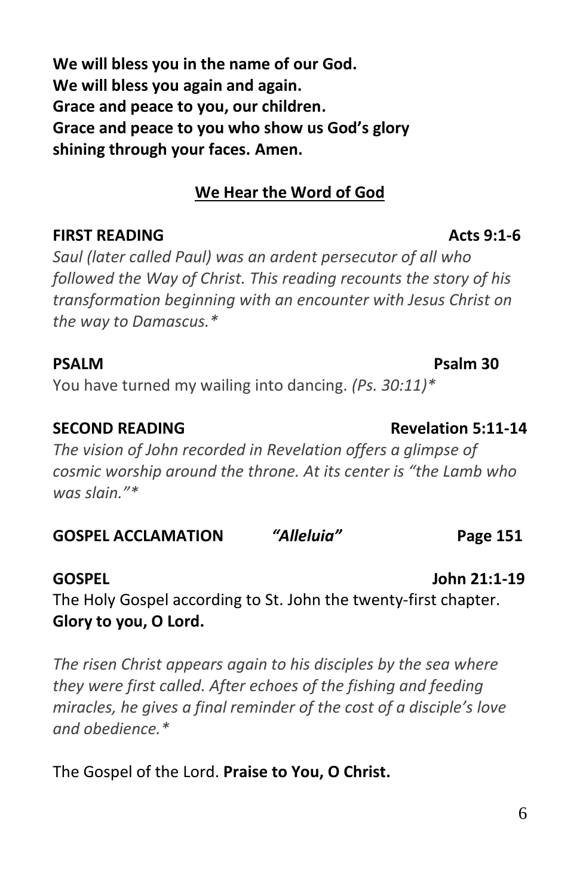**We will bless you in the name of our God.**
**We will bless you again and again.**
**Grace and peace to you, our children.**
**Grace and peace to you who show us God's glory**
**shining through your faces. Amen.**

## We Hear the Word of God

**FIRST READING** **Acts 9:1-6**

*Saul (later called Paul) was an ardent persecutor of all who followed the Way of Christ. This reading recounts the story of his transformation beginning with an encounter with Jesus Christ on the way to Damascus.**

**PSALM** **Psalm 30**

You have turned my wailing into dancing. *(Ps. 30:11)**

**SECOND READING** **Revelation 5:11-14**

*The vision of John recorded in Revelation offers a glimpse of cosmic worship around the throne. At its center is "the Lamb who was slain."**

**GOSPEL ACCLAMATION** ***"Alleluia"*** **Page 151**

**GOSPEL** **John 21:1-19**

The Holy Gospel according to St. John the twenty-first chapter.
**Glory to you, O Lord.**

*The risen Christ appears again to his disciples by the sea where they were first called. After echoes of the fishing and feeding miracles, he gives a final reminder of the cost of a disciple's love and obedience.**

The Gospel of the Lord. **Praise to You, O Christ.**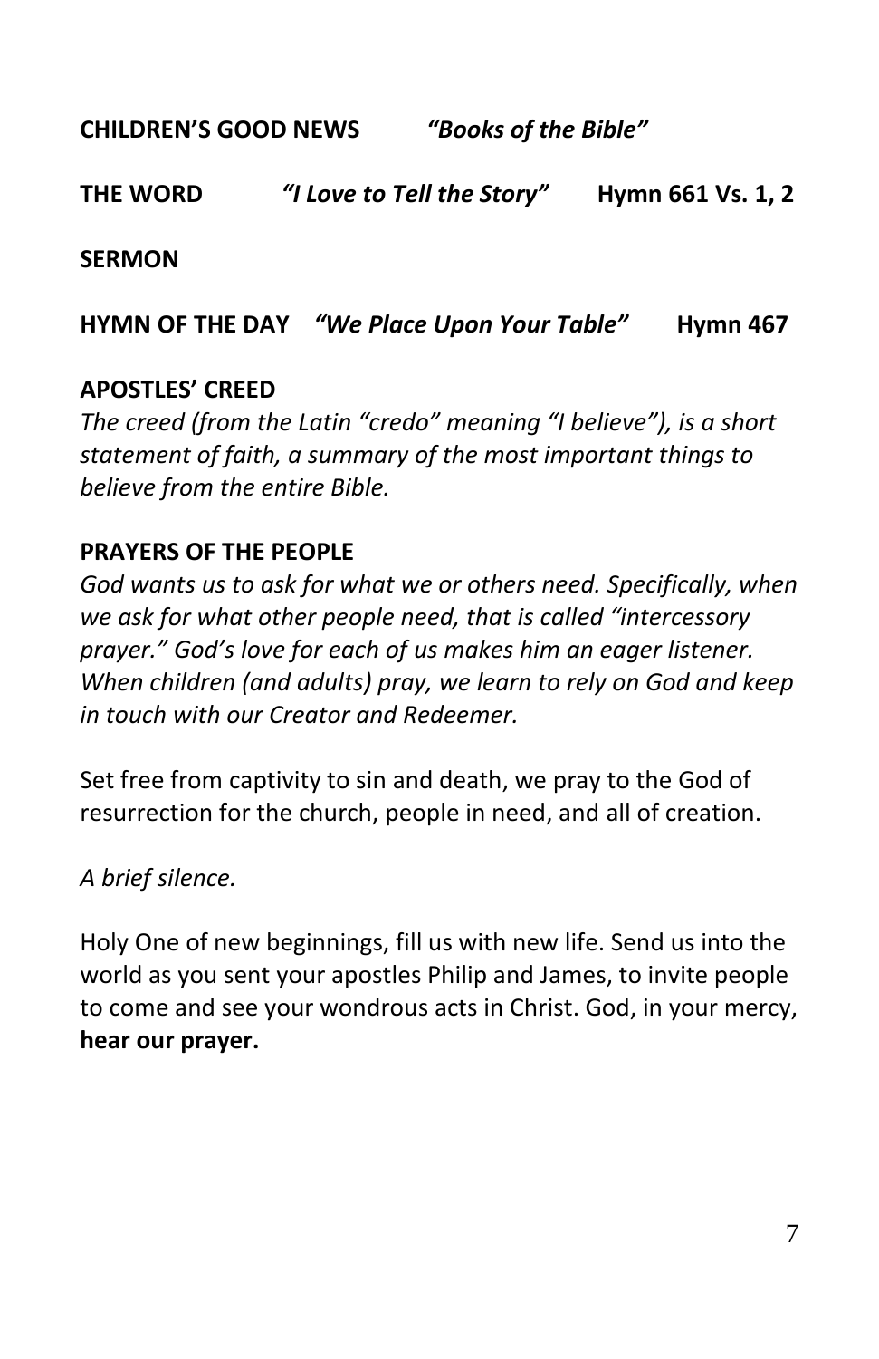**CHILDREN'S GOOD NEWS** *"Books of the Bible"*

**THE WORD** *"I Love to Tell the Story"* **Hymn 661 Vs. 1, 2**

**SERMON**

**HYMN OF THE DAY** *"We Place Upon Your Table"* **Hymn 467**

**APOSTLES' CREED**

*The creed (from the Latin "credo" meaning "I believe"), is a short statement of faith, a summary of the most important things to believe from the entire Bible.*

**PRAYERS OF THE PEOPLE**

*God wants us to ask for what we or others need. Specifically, when we ask for what other people need, that is called "intercessory prayer." God's love for each of us makes him an eager listener. When children (and adults) pray, we learn to rely on God and keep in touch with our Creator and Redeemer.*

Set free from captivity to sin and death, we pray to the God of resurrection for the church, people in need, and all of creation.

*A brief silence.*

Holy One of new beginnings, fill us with new life. Send us into the world as you sent your apostles Philip and James, to invite people to come and see your wondrous acts in Christ. God, in your mercy, **hear our prayer.**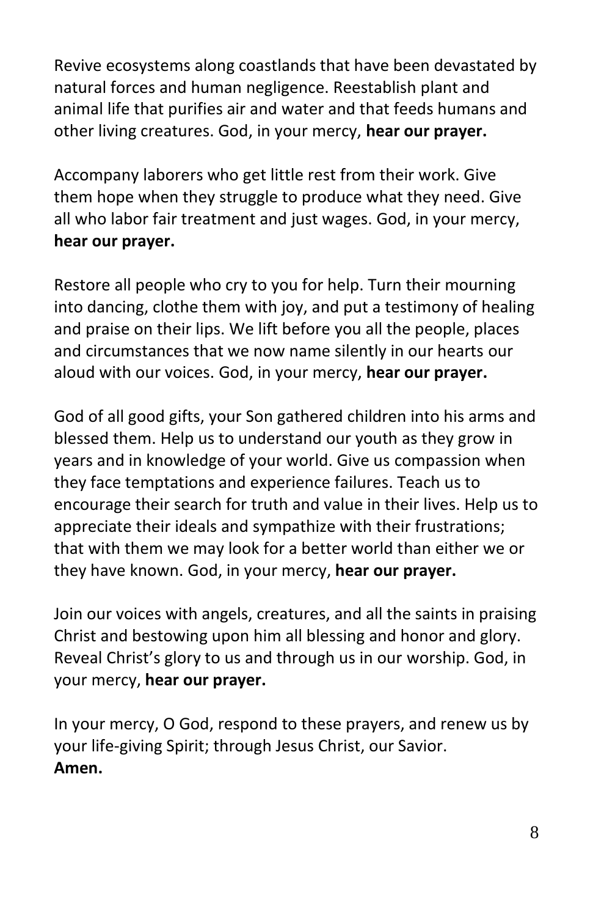Revive ecosystems along coastlands that have been devastated by natural forces and human negligence. Reestablish plant and animal life that purifies air and water and that feeds humans and other living creatures. God, in your mercy, **hear our prayer.**

Accompany laborers who get little rest from their work. Give them hope when they struggle to produce what they need. Give all who labor fair treatment and just wages. God, in your mercy, **hear our prayer.**

Restore all people who cry to you for help. Turn their mourning into dancing, clothe them with joy, and put a testimony of healing and praise on their lips. We lift before you all the people, places and circumstances that we now name silently in our hearts our aloud with our voices. God, in your mercy, **hear our prayer.**

God of all good gifts, your Son gathered children into his arms and blessed them. Help us to understand our youth as they grow in years and in knowledge of your world. Give us compassion when they face temptations and experience failures. Teach us to encourage their search for truth and value in their lives. Help us to appreciate their ideals and sympathize with their frustrations; that with them we may look for a better world than either we or they have known. God, in your mercy, **hear our prayer.**

Join our voices with angels, creatures, and all the saints in praising Christ and bestowing upon him all blessing and honor and glory. Reveal Christ's glory to us and through us in our worship. God, in your mercy, **hear our prayer.**

In your mercy, O God, respond to these prayers, and renew us by your life-giving Spirit; through Jesus Christ, our Savior.
**Amen.**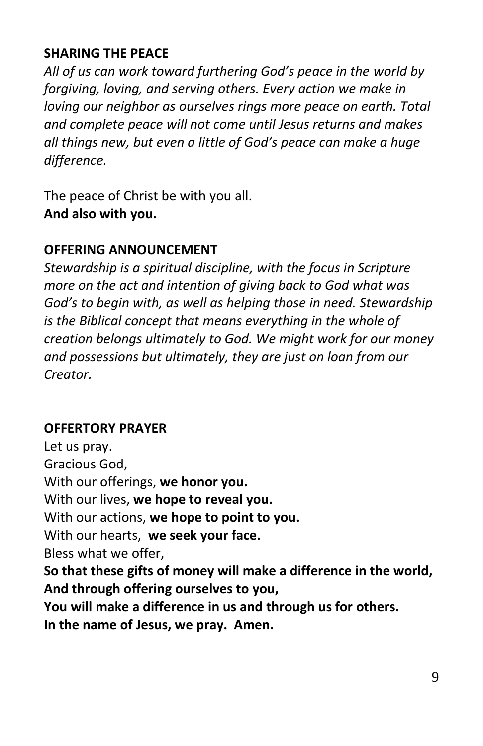**SHARING THE PEACE**

*All of us can work toward furthering God's peace in the world by forgiving, loving, and serving others. Every action we make in loving our neighbor as ourselves rings more peace on earth. Total and complete peace will not come until Jesus returns and makes all things new, but even a little of God's peace can make a huge difference.*

The peace of Christ be with you all.
**And also with you.**

**OFFERING ANNOUNCEMENT**

*Stewardship is a spiritual discipline, with the focus in Scripture more on the act and intention of giving back to God what was God's to begin with, as well as helping those in need. Stewardship is the Biblical concept that means everything in the whole of creation belongs ultimately to God. We might work for our money and possessions but ultimately, they are just on loan from our Creator.*

**OFFERTORY PRAYER**

Let us pray.
Gracious God,
With our offerings, **we honor you.**
With our lives, **we hope to reveal you.**
With our actions, **we hope to point to you.**
With our hearts, **we seek your face.**
Bless what we offer,
**So that these gifts of money will make a difference in the world,**
**And through offering ourselves to you,**
**You will make a difference in us and through us for others.**
**In the name of Jesus, we pray. Amen.**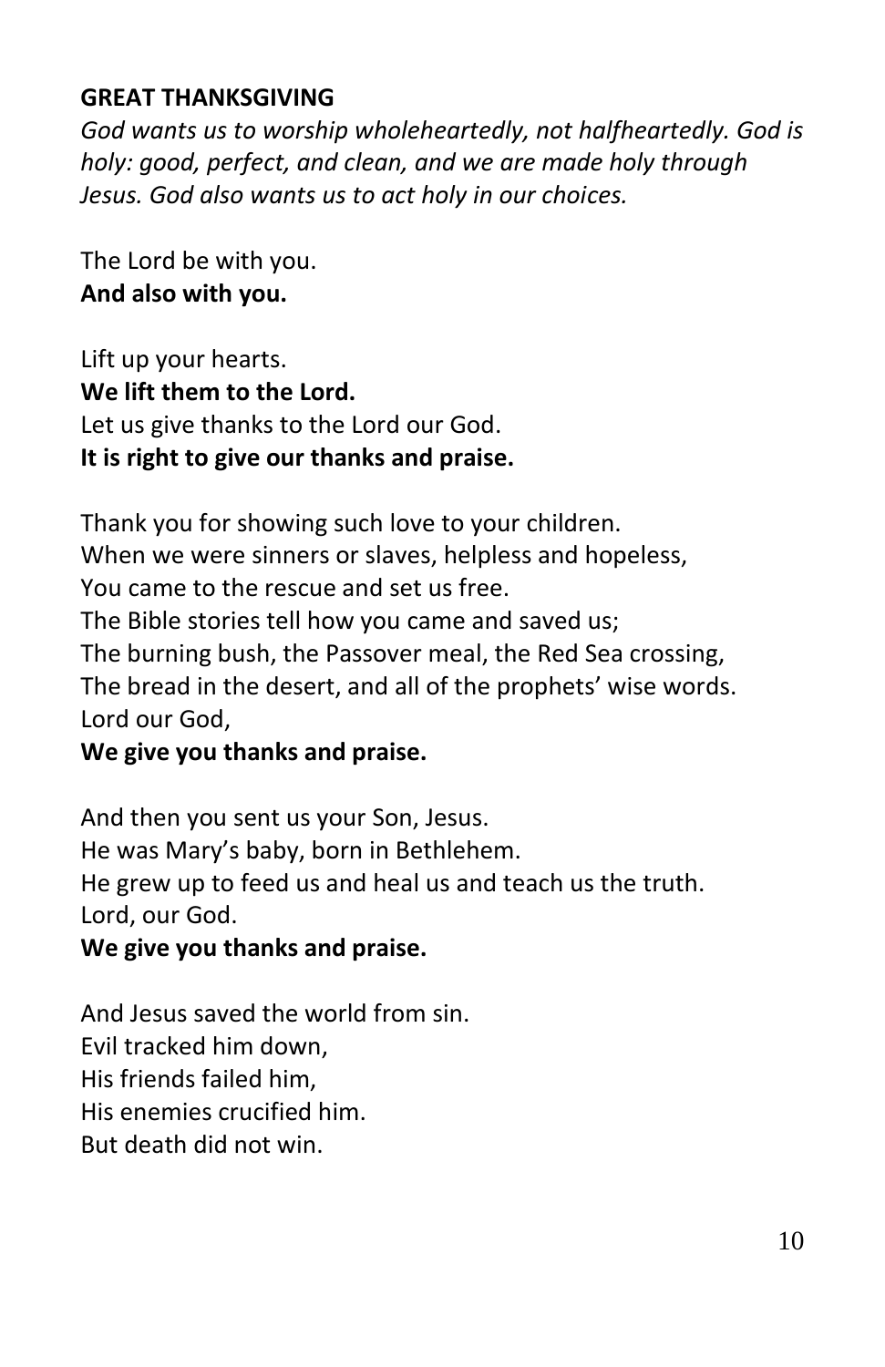**GREAT THANKSGIVING**

*God wants us to worship wholeheartedly, not halfheartedly. God is holy: good, perfect, and clean, and we are made holy through Jesus. God also wants us to act holy in our choices.*

The Lord be with you.
**And also with you.**

Lift up your hearts.
**We lift them to the Lord.**
Let us give thanks to the Lord our God.
**It is right to give our thanks and praise.**

Thank you for showing such love to your children.
When we were sinners or slaves, helpless and hopeless,
You came to the rescue and set us free.
The Bible stories tell how you came and saved us;
The burning bush, the Passover meal, the Red Sea crossing,
The bread in the desert, and all of the prophets' wise words.
Lord our God,
**We give you thanks and praise.**

And then you sent us your Son, Jesus.
He was Mary's baby, born in Bethlehem.
He grew up to feed us and heal us and teach us the truth.
Lord, our God.
**We give you thanks and praise.**

And Jesus saved the world from sin.
Evil tracked him down,
His friends failed him,
His enemies crucified him.
But death did not win.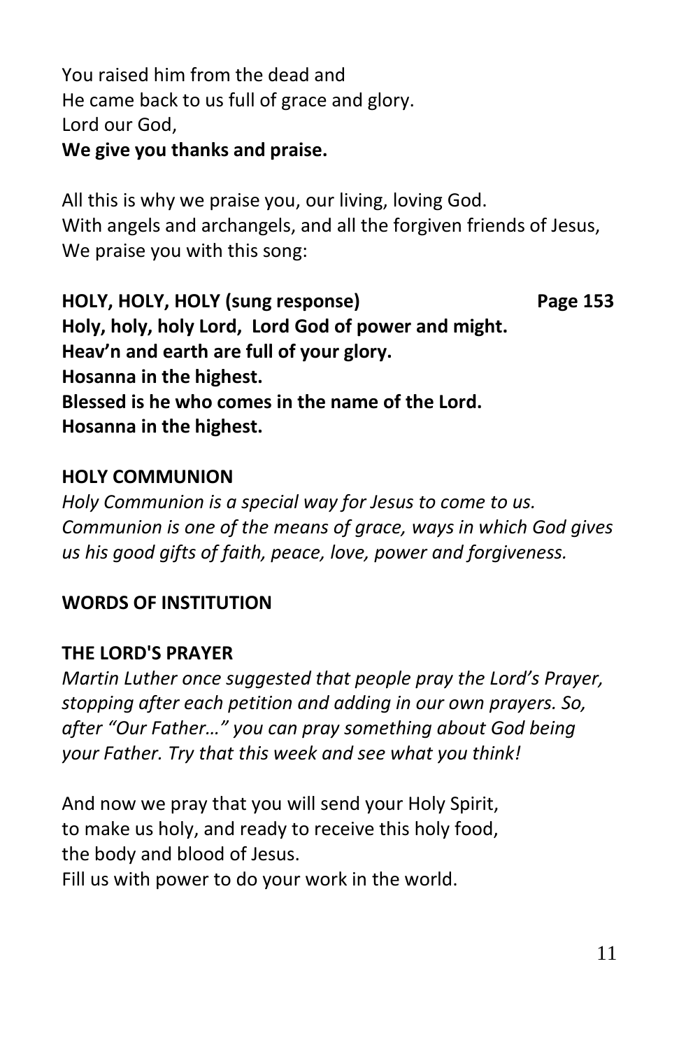You raised him from the dead and
He came back to us full of grace and glory.
Lord our God,
**We give you thanks and praise.**

All this is why we praise you, our living, loving God.
With angels and archangels, and all the forgiven friends of Jesus,
We praise you with this song:

**HOLY, HOLY, HOLY (sung response) Page 153**
**Holy, holy, holy Lord, Lord God of power and might.**
**Heav'n and earth are full of your glory.**
**Hosanna in the highest.**
**Blessed is he who comes in the name of the Lord.**
**Hosanna in the highest.**

**HOLY COMMUNION**

*Holy Communion is a special way for Jesus to come to us. Communion is one of the means of grace, ways in which God gives us his good gifts of faith, peace, love, power and forgiveness.*

**WORDS OF INSTITUTION**

**THE LORD'S PRAYER**

*Martin Luther once suggested that people pray the Lord's Prayer, stopping after each petition and adding in our own prayers. So, after "Our Father…" you can pray something about God being your Father. Try that this week and see what you think!*

And now we pray that you will send your Holy Spirit,
to make us holy, and ready to receive this holy food,
the body and blood of Jesus.
Fill us with power to do your work in the world.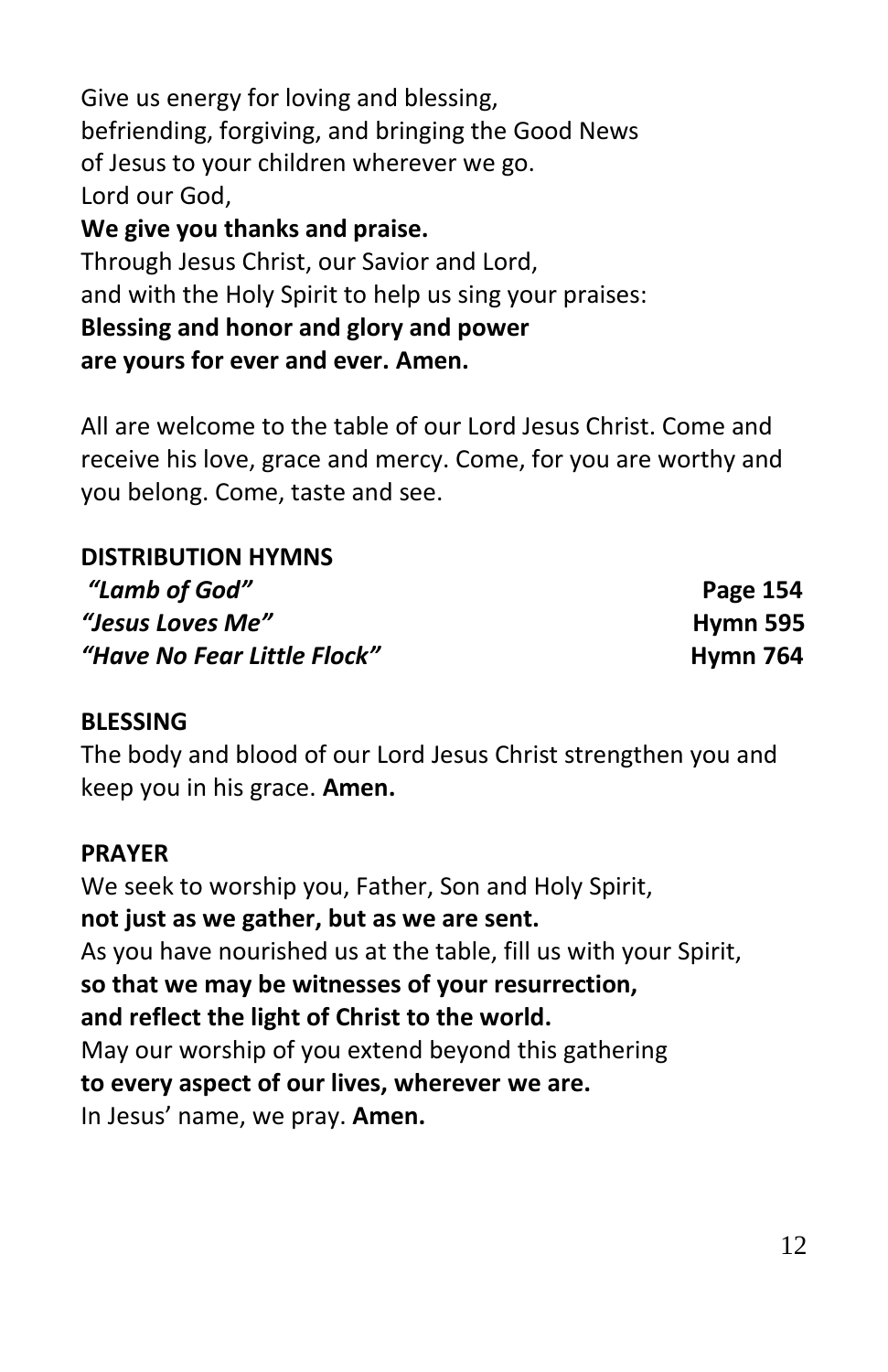Give us energy for loving and blessing,
befriending, forgiving, and bringing the Good News
of Jesus to your children wherever we go.
Lord our God,
**We give you thanks and praise.**
Through Jesus Christ, our Savior and Lord,
and with the Holy Spirit to help us sing your praises:
**Blessing and honor and glory and power**
**are yours for ever and ever. Amen.**

All are welcome to the table of our Lord Jesus Christ. Come and receive his love, grace and mercy. Come, for you are worthy and you belong. Come, taste and see.

**DISTRIBUTION HYMNS**

| | |
|---|---|
| ***"Lamb of God"*** | **Page 154** |
| ***"Jesus Loves Me"*** | **Hymn 595** |
| ***"Have No Fear Little Flock"*** | **Hymn 764** |

**BLESSING**

The body and blood of our Lord Jesus Christ strengthen you and keep you in his grace. **Amen.**

**PRAYER**

We seek to worship you, Father, Son and Holy Spirit,
**not just as we gather, but as we are sent.**
As you have nourished us at the table, fill us with your Spirit,
**so that we may be witnesses of your resurrection,**
**and reflect the light of Christ to the world.**
May our worship of you extend beyond this gathering
**to every aspect of our lives, wherever we are.**
In Jesus' name, we pray. **Amen.**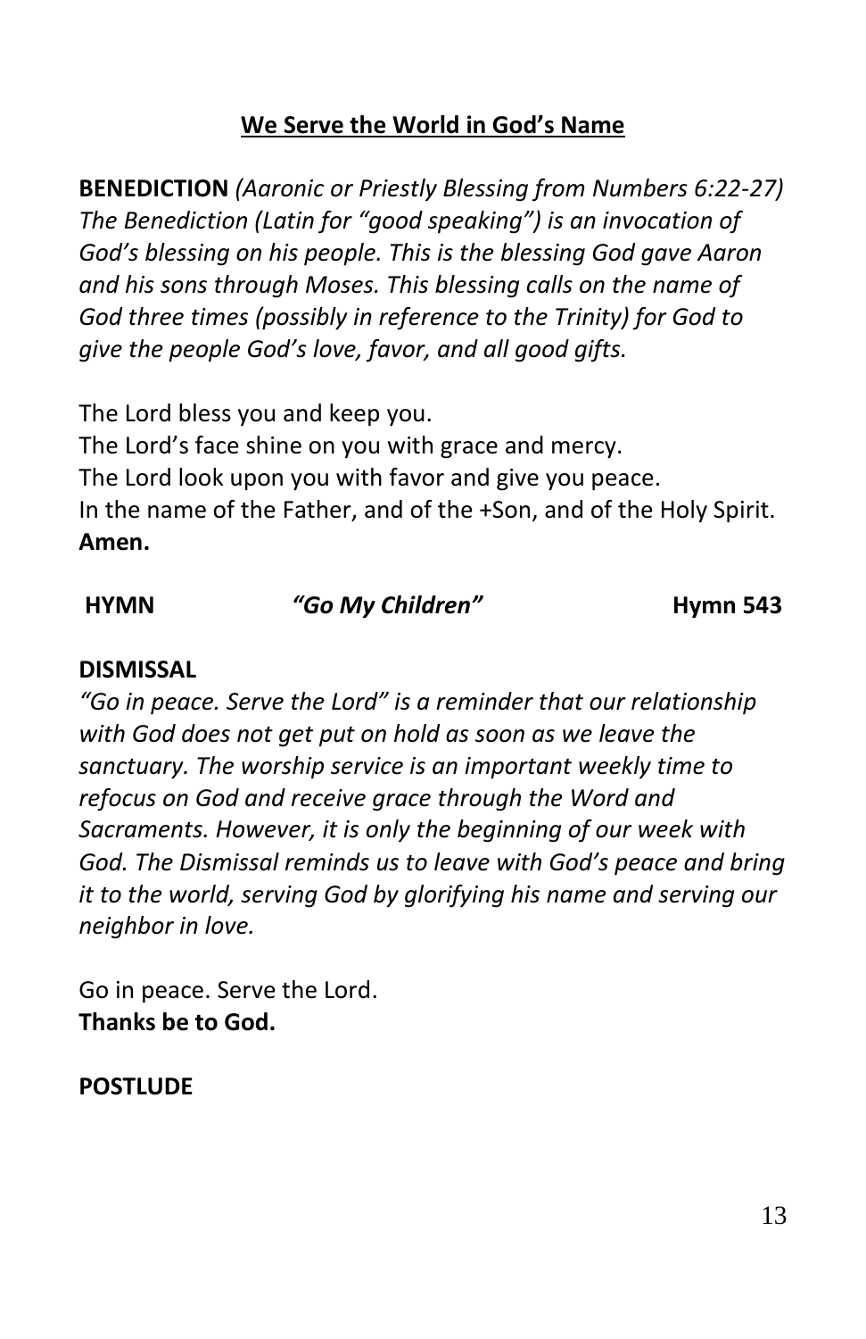## We Serve the World in God's Name

**BENEDICTION** *(Aaronic or Priestly Blessing from Numbers 6:22-27)*
*The Benediction (Latin for "good speaking") is an invocation of God's blessing on his people. This is the blessing God gave Aaron and his sons through Moses. This blessing calls on the name of God three times (possibly in reference to the Trinity) for God to give the people God's love, favor, and all good gifts.*

The Lord bless you and keep you.
The Lord's face shine on you with grace and mercy.
The Lord look upon you with favor and give you peace.
In the name of the Father, and of the +Son, and of the Holy Spirit.
**Amen.**

**HYMN** ***"Go My Children"*** **Hymn 543**

**DISMISSAL**
*"Go in peace. Serve the Lord" is a reminder that our relationship with God does not get put on hold as soon as we leave the sanctuary. The worship service is an important weekly time to refocus on God and receive grace through the Word and Sacraments. However, it is only the beginning of our week with God. The Dismissal reminds us to leave with God's peace and bring it to the world, serving God by glorifying his name and serving our neighbor in love.*

Go in peace. Serve the Lord.
**Thanks be to God.**

**POSTLUDE**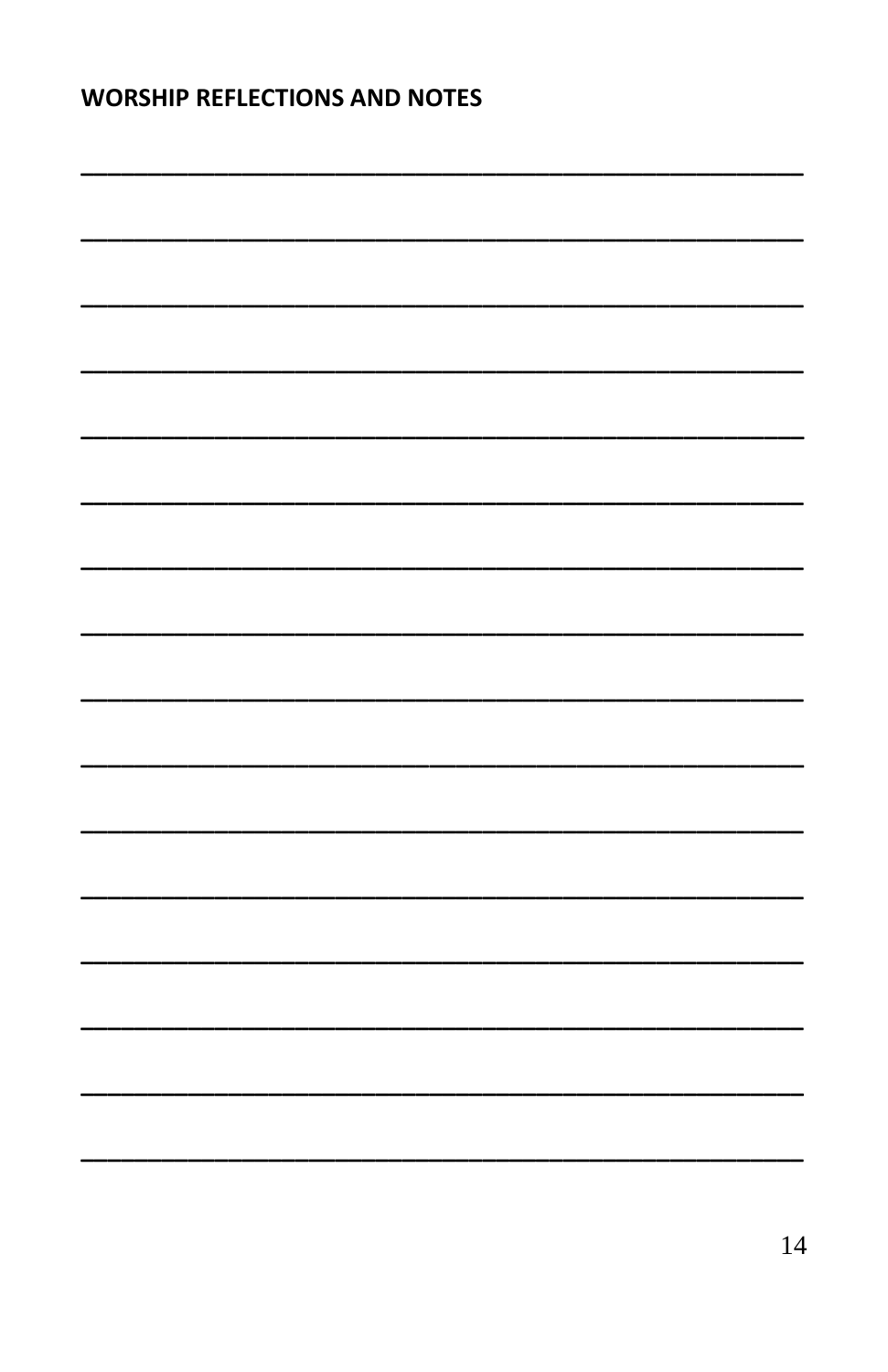**WORSHIP REFLECTIONS AND NOTES**

\_\_\_\_\_\_\_\_\_\_\_\_\_\_\_\_\_\_\_\_\_\_\_\_\_\_\_\_\_\_\_\_\_\_\_\_\_\_\_\_\_\_\_\_\_\_\_\_

\_\_\_\_\_\_\_\_\_\_\_\_\_\_\_\_\_\_\_\_\_\_\_\_\_\_\_\_\_\_\_\_\_\_\_\_\_\_\_\_\_\_\_\_\_\_\_\_

\_\_\_\_\_\_\_\_\_\_\_\_\_\_\_\_\_\_\_\_\_\_\_\_\_\_\_\_\_\_\_\_\_\_\_\_\_\_\_\_\_\_\_\_\_\_\_\_

\_\_\_\_\_\_\_\_\_\_\_\_\_\_\_\_\_\_\_\_\_\_\_\_\_\_\_\_\_\_\_\_\_\_\_\_\_\_\_\_\_\_\_\_\_\_\_\_

\_\_\_\_\_\_\_\_\_\_\_\_\_\_\_\_\_\_\_\_\_\_\_\_\_\_\_\_\_\_\_\_\_\_\_\_\_\_\_\_\_\_\_\_\_\_\_\_

\_\_\_\_\_\_\_\_\_\_\_\_\_\_\_\_\_\_\_\_\_\_\_\_\_\_\_\_\_\_\_\_\_\_\_\_\_\_\_\_\_\_\_\_\_\_\_\_

\_\_\_\_\_\_\_\_\_\_\_\_\_\_\_\_\_\_\_\_\_\_\_\_\_\_\_\_\_\_\_\_\_\_\_\_\_\_\_\_\_\_\_\_\_\_\_\_

\_\_\_\_\_\_\_\_\_\_\_\_\_\_\_\_\_\_\_\_\_\_\_\_\_\_\_\_\_\_\_\_\_\_\_\_\_\_\_\_\_\_\_\_\_\_\_\_

\_\_\_\_\_\_\_\_\_\_\_\_\_\_\_\_\_\_\_\_\_\_\_\_\_\_\_\_\_\_\_\_\_\_\_\_\_\_\_\_\_\_\_\_\_\_\_\_

\_\_\_\_\_\_\_\_\_\_\_\_\_\_\_\_\_\_\_\_\_\_\_\_\_\_\_\_\_\_\_\_\_\_\_\_\_\_\_\_\_\_\_\_\_\_\_\_

\_\_\_\_\_\_\_\_\_\_\_\_\_\_\_\_\_\_\_\_\_\_\_\_\_\_\_\_\_\_\_\_\_\_\_\_\_\_\_\_\_\_\_\_\_\_\_\_

\_\_\_\_\_\_\_\_\_\_\_\_\_\_\_\_\_\_\_\_\_\_\_\_\_\_\_\_\_\_\_\_\_\_\_\_\_\_\_\_\_\_\_\_\_\_\_\_

\_\_\_\_\_\_\_\_\_\_\_\_\_\_\_\_\_\_\_\_\_\_\_\_\_\_\_\_\_\_\_\_\_\_\_\_\_\_\_\_\_\_\_\_\_\_\_\_

\_\_\_\_\_\_\_\_\_\_\_\_\_\_\_\_\_\_\_\_\_\_\_\_\_\_\_\_\_\_\_\_\_\_\_\_\_\_\_\_\_\_\_\_\_\_\_\_

\_\_\_\_\_\_\_\_\_\_\_\_\_\_\_\_\_\_\_\_\_\_\_\_\_\_\_\_\_\_\_\_\_\_\_\_\_\_\_\_\_\_\_\_\_\_\_\_

\_\_\_\_\_\_\_\_\_\_\_\_\_\_\_\_\_\_\_\_\_\_\_\_\_\_\_\_\_\_\_\_\_\_\_\_\_\_\_\_\_\_\_\_\_\_\_\_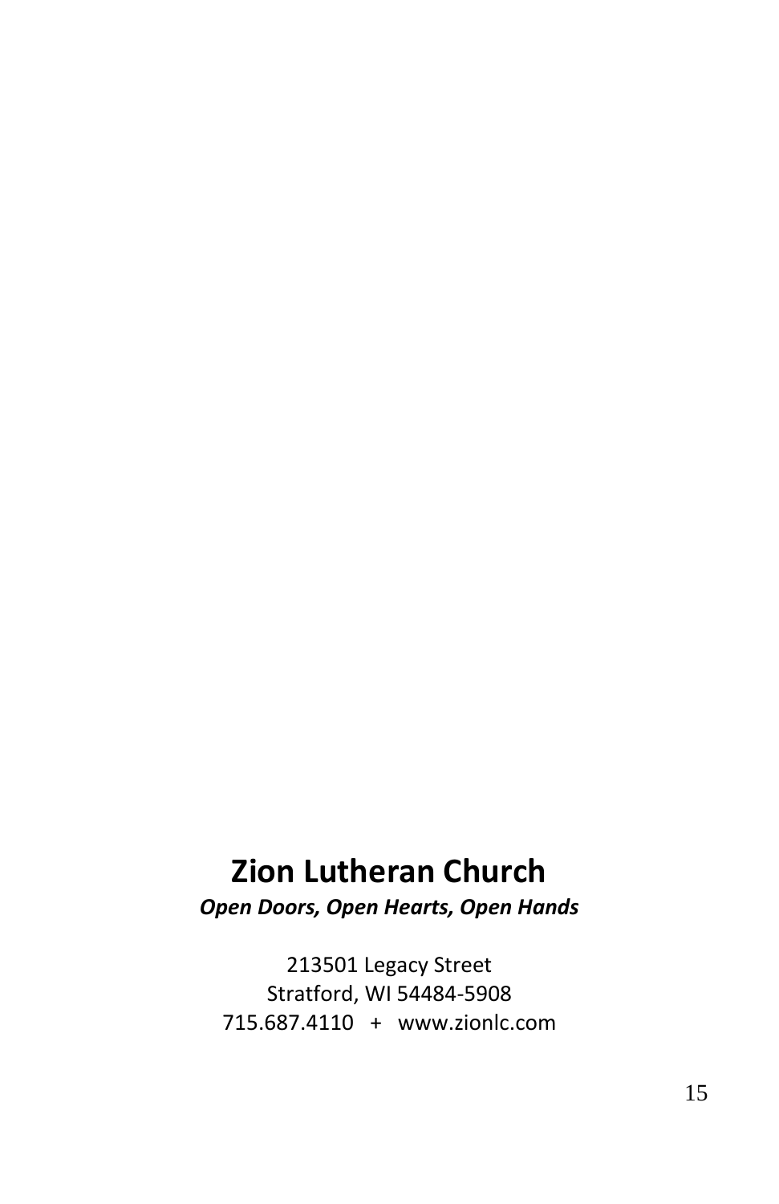# Zion Lutheran Church

***Open Doors, Open Hearts, Open Hands***

213501 Legacy Street
Stratford, WI 54484-5908
715.687.4110 + www.zionlc.com